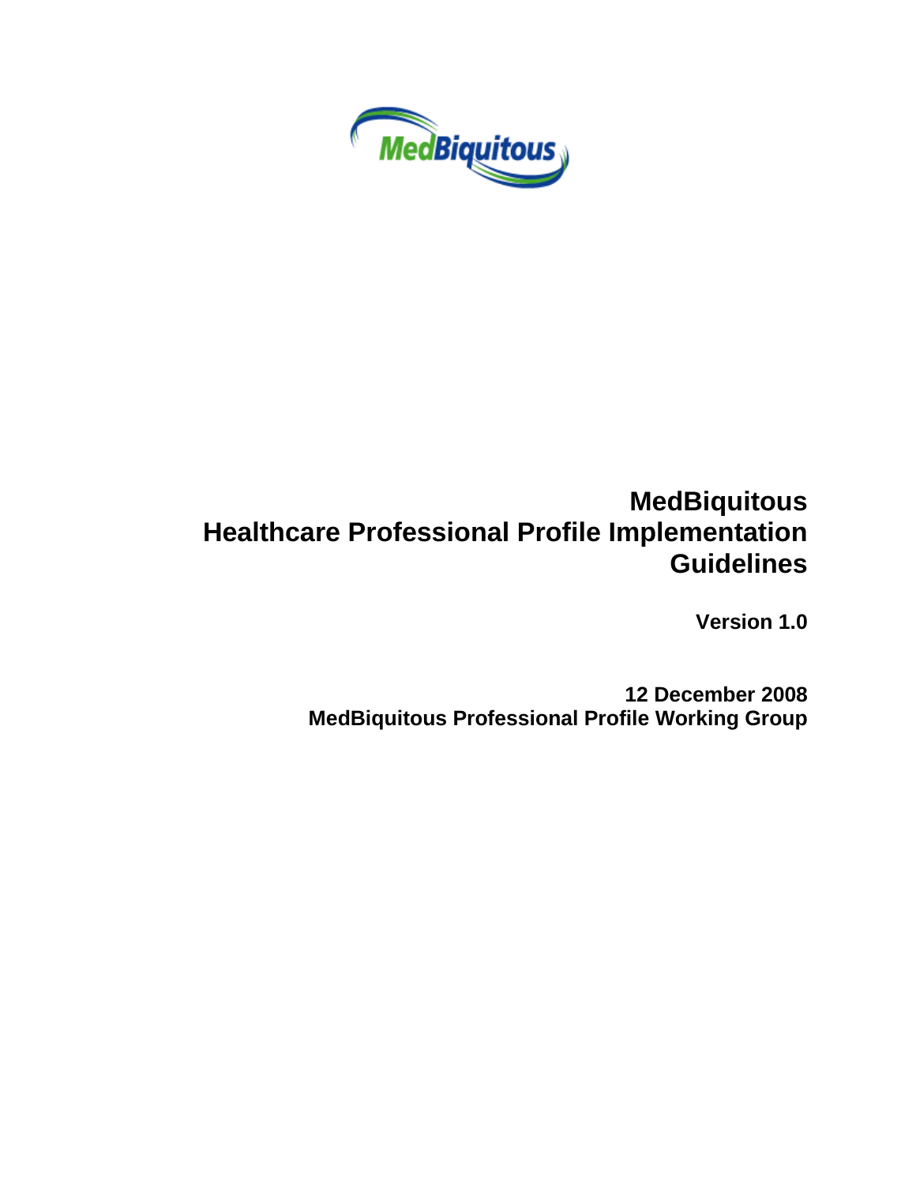# MedBiquitous
# Healthcare Professional Profile Implementation Guidelines

**Version 1.0**

**12 December 2008**
**MedBiquitous Professional Profile Working Group**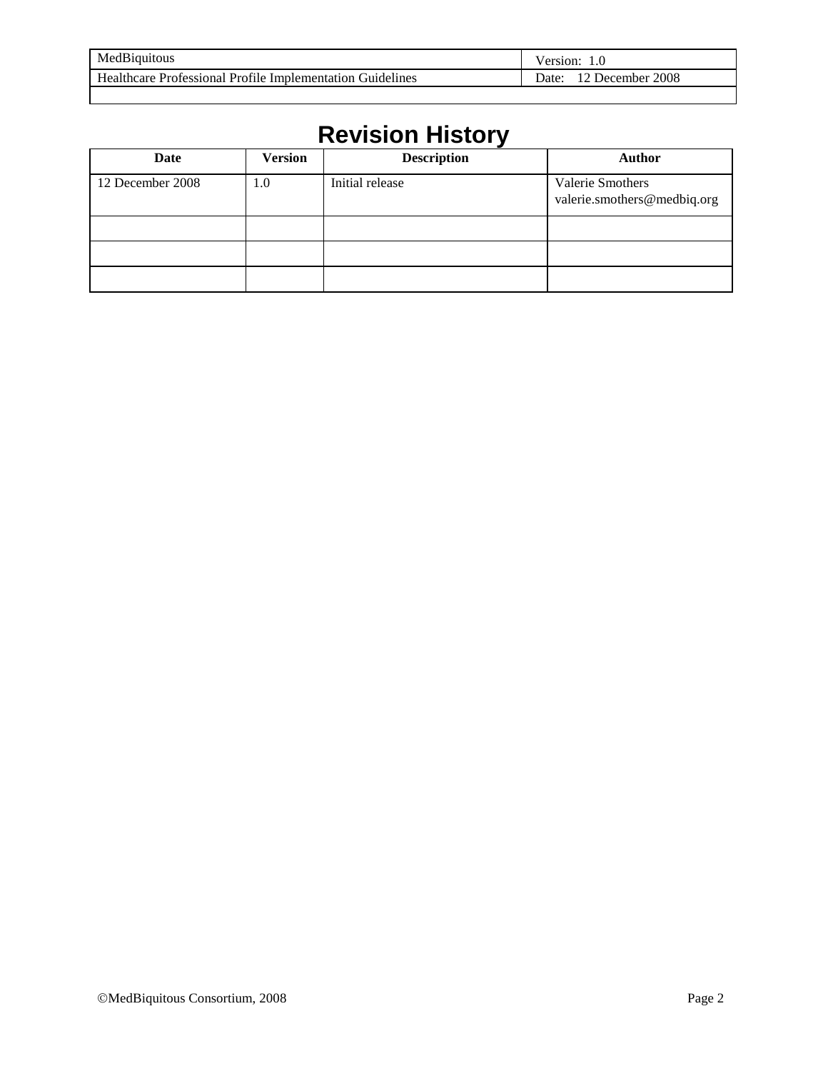# Revision History

| Date | Version | Description | Author |
|---|---|---|---|
| 12 December 2008 | 1.0 | Initial release | Valerie Smothers valerie.smothers@medbiq.org |
| | | | |
| | | | |
| | | | |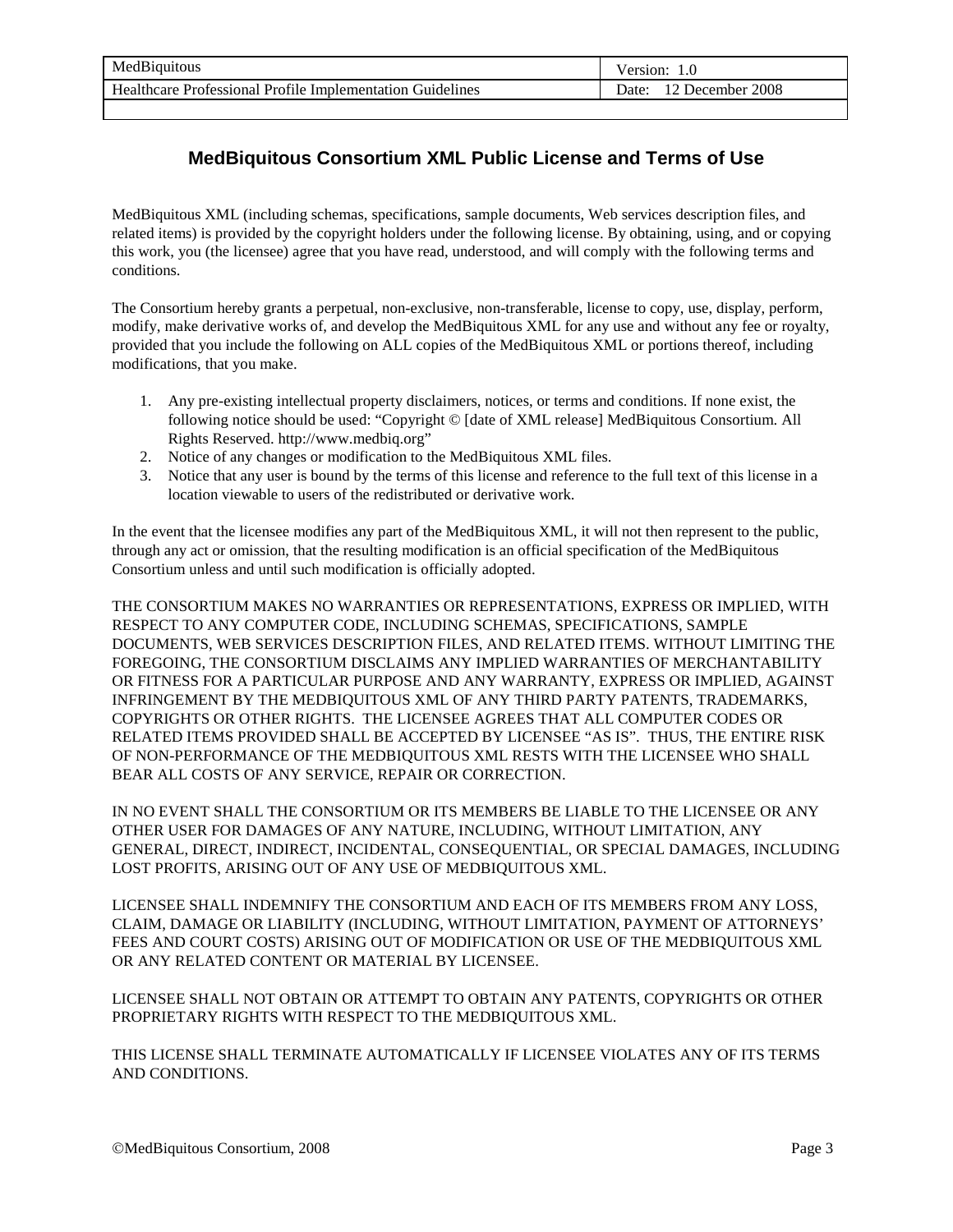## MedBiquitous Consortium XML Public License and Terms of Use

MedBiquitous XML (including schemas, specifications, sample documents, Web services description files, and related items) is provided by the copyright holders under the following license. By obtaining, using, and or copying this work, you (the licensee) agree that you have read, understood, and will comply with the following terms and conditions.

The Consortium hereby grants a perpetual, non-exclusive, non-transferable, license to copy, use, display, perform, modify, make derivative works of, and develop the MedBiquitous XML for any use and without any fee or royalty, provided that you include the following on ALL copies of the MedBiquitous XML or portions thereof, including modifications, that you make.

1. Any pre-existing intellectual property disclaimers, notices, or terms and conditions. If none exist, the following notice should be used: “Copyright © [date of XML release] MedBiquitous Consortium. All Rights Reserved. http://www.medbiq.org”
2. Notice of any changes or modification to the MedBiquitous XML files.
3. Notice that any user is bound by the terms of this license and reference to the full text of this license in a location viewable to users of the redistributed or derivative work.

In the event that the licensee modifies any part of the MedBiquitous XML, it will not then represent to the public, through any act or omission, that the resulting modification is an official specification of the MedBiquitous Consortium unless and until such modification is officially adopted.

THE CONSORTIUM MAKES NO WARRANTIES OR REPRESENTATIONS, EXPRESS OR IMPLIED, WITH RESPECT TO ANY COMPUTER CODE, INCLUDING SCHEMAS, SPECIFICATIONS, SAMPLE DOCUMENTS, WEB SERVICES DESCRIPTION FILES, AND RELATED ITEMS. WITHOUT LIMITING THE FOREGOING, THE CONSORTIUM DISCLAIMS ANY IMPLIED WARRANTIES OF MERCHANTABILITY OR FITNESS FOR A PARTICULAR PURPOSE AND ANY WARRANTY, EXPRESS OR IMPLIED, AGAINST INFRINGEMENT BY THE MEDBIQUITOUS XML OF ANY THIRD PARTY PATENTS, TRADEMARKS, COPYRIGHTS OR OTHER RIGHTS. THE LICENSEE AGREES THAT ALL COMPUTER CODES OR RELATED ITEMS PROVIDED SHALL BE ACCEPTED BY LICENSEE “AS IS”. THUS, THE ENTIRE RISK OF NON-PERFORMANCE OF THE MEDBIQUITOUS XML RESTS WITH THE LICENSEE WHO SHALL BEAR ALL COSTS OF ANY SERVICE, REPAIR OR CORRECTION.

IN NO EVENT SHALL THE CONSORTIUM OR ITS MEMBERS BE LIABLE TO THE LICENSEE OR ANY OTHER USER FOR DAMAGES OF ANY NATURE, INCLUDING, WITHOUT LIMITATION, ANY GENERAL, DIRECT, INDIRECT, INCIDENTAL, CONSEQUENTIAL, OR SPECIAL DAMAGES, INCLUDING LOST PROFITS, ARISING OUT OF ANY USE OF MEDBIQUITOUS XML.

LICENSEE SHALL INDEMNIFY THE CONSORTIUM AND EACH OF ITS MEMBERS FROM ANY LOSS, CLAIM, DAMAGE OR LIABILITY (INCLUDING, WITHOUT LIMITATION, PAYMENT OF ATTORNEYS’ FEES AND COURT COSTS) ARISING OUT OF MODIFICATION OR USE OF THE MEDBIQUITOUS XML OR ANY RELATED CONTENT OR MATERIAL BY LICENSEE.

LICENSEE SHALL NOT OBTAIN OR ATTEMPT TO OBTAIN ANY PATENTS, COPYRIGHTS OR OTHER PROPRIETARY RIGHTS WITH RESPECT TO THE MEDBIQUITOUS XML.

THIS LICENSE SHALL TERMINATE AUTOMATICALLY IF LICENSEE VIOLATES ANY OF ITS TERMS AND CONDITIONS.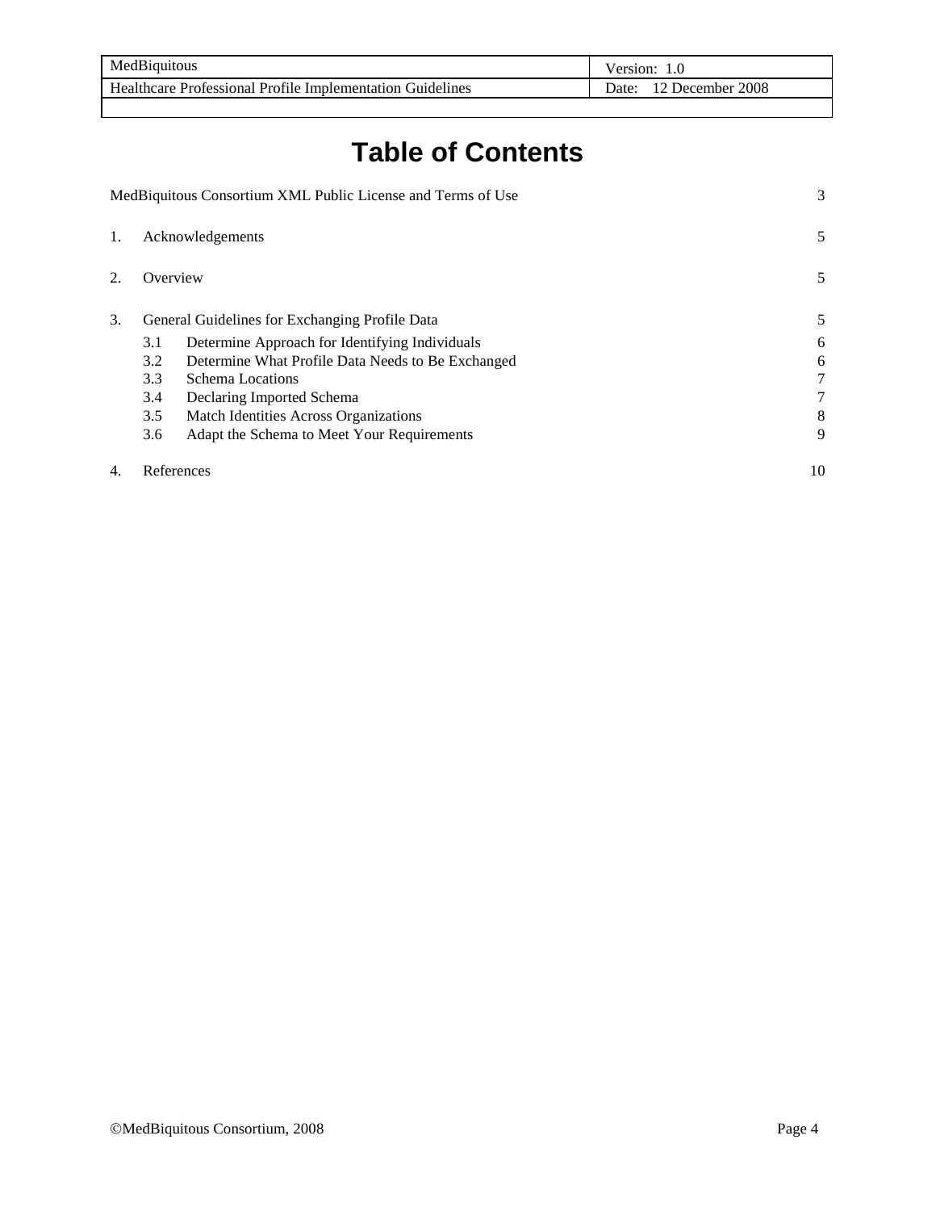# Table of Contents

MedBiquitous Consortium XML Public License and Terms of Use 3

1. Acknowledgements 5

2. Overview 5

3. General Guidelines for Exchanging Profile Data 5
   - 3.1 Determine Approach for Identifying Individuals 6
   - 3.2 Determine What Profile Data Needs to Be Exchanged 6
   - 3.3 Schema Locations 7
   - 3.4 Declaring Imported Schema 7
   - 3.5 Match Identities Across Organizations 8
   - 3.6 Adapt the Schema to Meet Your Requirements 9

4. References 10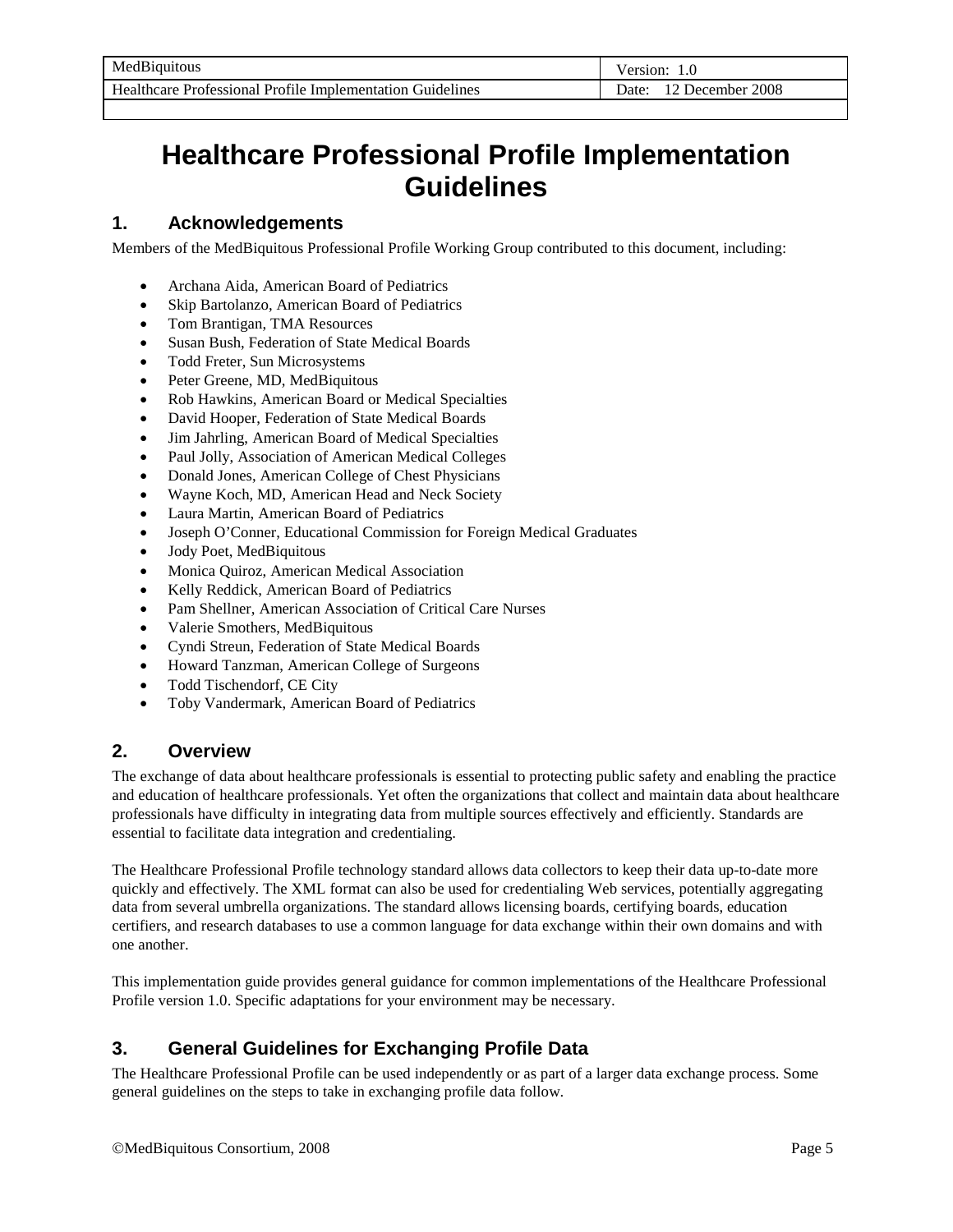# Healthcare Professional Profile Implementation Guidelines

## 1. Acknowledgements

Members of the MedBiquitous Professional Profile Working Group contributed to this document, including:

- Archana Aida, American Board of Pediatrics
- Skip Bartolanzo, American Board of Pediatrics
- Tom Brantigan, TMA Resources
- Susan Bush, Federation of State Medical Boards
- Todd Freter, Sun Microsystems
- Peter Greene, MD, MedBiquitous
- Rob Hawkins, American Board or Medical Specialties
- David Hooper, Federation of State Medical Boards
- Jim Jahrling, American Board of Medical Specialties
- Paul Jolly, Association of American Medical Colleges
- Donald Jones, American College of Chest Physicians
- Wayne Koch, MD, American Head and Neck Society
- Laura Martin, American Board of Pediatrics
- Joseph O'Conner, Educational Commission for Foreign Medical Graduates
- Jody Poet, MedBiquitous
- Monica Quiroz, American Medical Association
- Kelly Reddick, American Board of Pediatrics
- Pam Shellner, American Association of Critical Care Nurses
- Valerie Smothers, MedBiquitous
- Cyndi Streun, Federation of State Medical Boards
- Howard Tanzman, American College of Surgeons
- Todd Tischendorf, CE City
- Toby Vandermark, American Board of Pediatrics

## 2. Overview

The exchange of data about healthcare professionals is essential to protecting public safety and enabling the practice and education of healthcare professionals. Yet often the organizations that collect and maintain data about healthcare professionals have difficulty in integrating data from multiple sources effectively and efficiently. Standards are essential to facilitate data integration and credentialing.

The Healthcare Professional Profile technology standard allows data collectors to keep their data up-to-date more quickly and effectively. The XML format can also be used for credentialing Web services, potentially aggregating data from several umbrella organizations. The standard allows licensing boards, certifying boards, education certifiers, and research databases to use a common language for data exchange within their own domains and with one another.

This implementation guide provides general guidance for common implementations of the Healthcare Professional Profile version 1.0. Specific adaptations for your environment may be necessary.

## 3. General Guidelines for Exchanging Profile Data

The Healthcare Professional Profile can be used independently or as part of a larger data exchange process. Some general guidelines on the steps to take in exchanging profile data follow.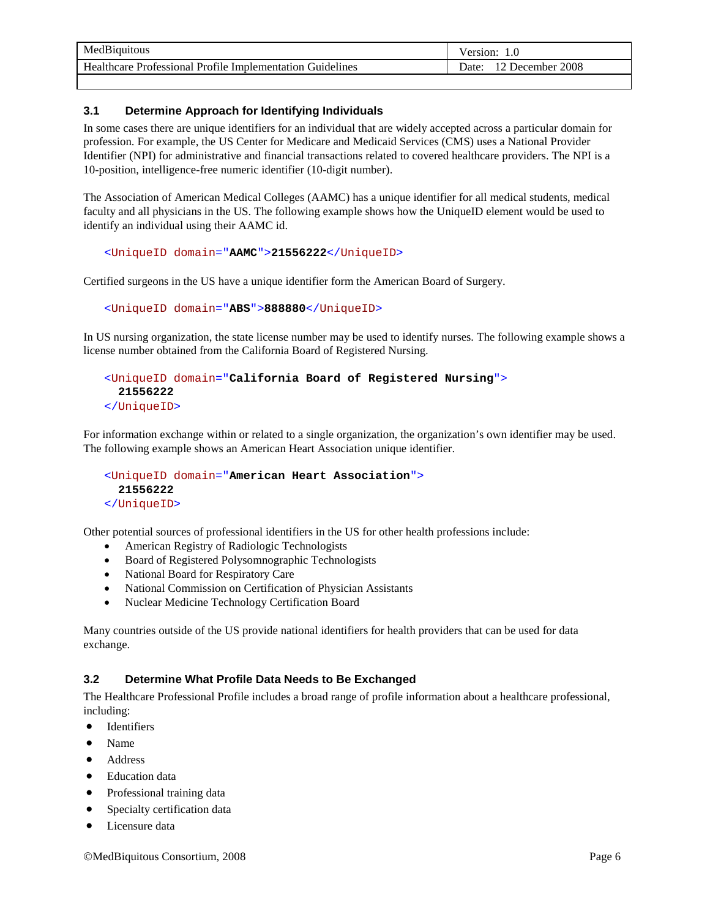### 3.1 Determine Approach for Identifying Individuals

In some cases there are unique identifiers for an individual that are widely accepted across a particular domain for profession. For example, the US Center for Medicare and Medicaid Services (CMS) uses a National Provider Identifier (NPI) for administrative and financial transactions related to covered healthcare providers. The NPI is a 10-position, intelligence-free numeric identifier (10-digit number).

The Association of American Medical Colleges (AAMC) has a unique identifier for all medical students, medical faculty and all physicians in the US. The following example shows how the UniqueID element would be used to identify an individual using their AAMC id.

```
<UniqueID domain="AAMC">21556222</UniqueID>
```

Certified surgeons in the US have a unique identifier form the American Board of Surgery.

```
<UniqueID domain="ABS">888880</UniqueID>
```

In US nursing organization, the state license number may be used to identify nurses. The following example shows a license number obtained from the California Board of Registered Nursing.

```
<UniqueID domain="California Board of Registered Nursing">
  21556222
</UniqueID>
```

For information exchange within or related to a single organization, the organization's own identifier may be used. The following example shows an American Heart Association unique identifier.

```
<UniqueID domain="American Heart Association">
  21556222
</UniqueID>
```

Other potential sources of professional identifiers in the US for other health professions include:

- American Registry of Radiologic Technologists
- Board of Registered Polysomnographic Technologists
- National Board for Respiratory Care
- National Commission on Certification of Physician Assistants
- Nuclear Medicine Technology Certification Board

Many countries outside of the US provide national identifiers for health providers that can be used for data exchange.

### 3.2 Determine What Profile Data Needs to Be Exchanged

The Healthcare Professional Profile includes a broad range of profile information about a healthcare professional, including:

- Identifiers
- Name
- Address
- Education data
- Professional training data
- Specialty certification data
- Licensure data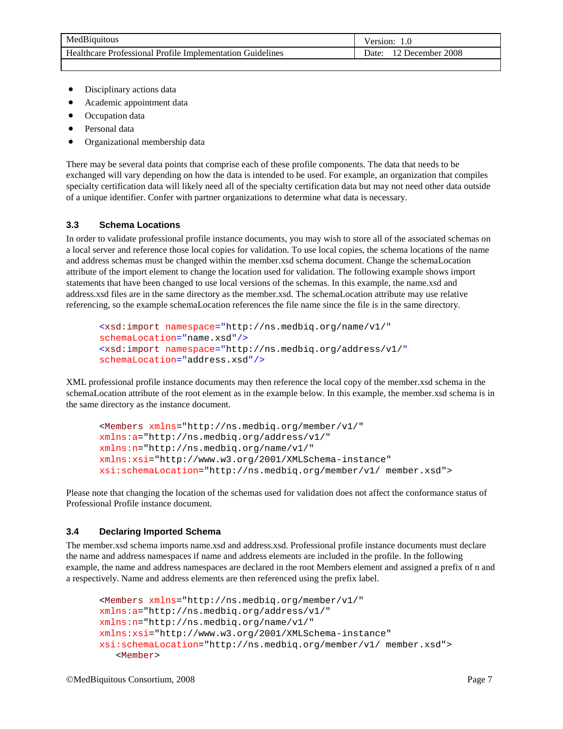- Disciplinary actions data
- Academic appointment data
- Occupation data
- Personal data
- Organizational membership data

There may be several data points that comprise each of these profile components. The data that needs to be exchanged will vary depending on how the data is intended to be used. For example, an organization that compiles specialty certification data will likely need all of the specialty certification data but may not need other data outside of a unique identifier. Confer with partner organizations to determine what data is necessary.

### 3.3 Schema Locations

In order to validate professional profile instance documents, you may wish to store all of the associated schemas on a local server and reference those local copies for validation. To use local copies, the schema locations of the name and address schemas must be changed within the member.xsd schema document. Change the schemaLocation attribute of the import element to change the location used for validation. The following example shows import statements that have been changed to use local versions of the schemas. In this example, the name.xsd and address.xsd files are in the same directory as the member.xsd. The schemaLocation attribute may use relative referencing, so the example schemaLocation references the file name since the file is in the same directory.

```
<xsd:import namespace="http://ns.medbiq.org/name/v1/"
schemaLocation="name.xsd"/>
<xsd:import namespace="http://ns.medbiq.org/address/v1/"
schemaLocation="address.xsd"/>
```

XML professional profile instance documents may then reference the local copy of the member.xsd schema in the schemaLocation attribute of the root element as in the example below. In this example, the member.xsd schema is in the same directory as the instance document.

```
<Members xmlns="http://ns.medbiq.org/member/v1/"
xmlns:a="http://ns.medbiq.org/address/v1/"
xmlns:n="http://ns.medbiq.org/name/v1/"
xmlns:xsi="http://www.w3.org/2001/XMLSchema-instance"
xsi:schemaLocation="http://ns.medbiq.org/member/v1/ member.xsd">
```

Please note that changing the location of the schemas used for validation does not affect the conformance status of Professional Profile instance document.

### 3.4 Declaring Imported Schema

The member.xsd schema imports name.xsd and address.xsd. Professional profile instance documents must declare the name and address namespaces if name and address elements are included in the profile. In the following example, the name and address namespaces are declared in the root Members element and assigned a prefix of n and a respectively. Name and address elements are then referenced using the prefix label.

```
<Members xmlns="http://ns.medbiq.org/member/v1/"
xmlns:a="http://ns.medbiq.org/address/v1/"
xmlns:n="http://ns.medbiq.org/name/v1/"
xmlns:xsi="http://www.w3.org/2001/XMLSchema-instance"
xsi:schemaLocation="http://ns.medbiq.org/member/v1/ member.xsd">
   <Member>
```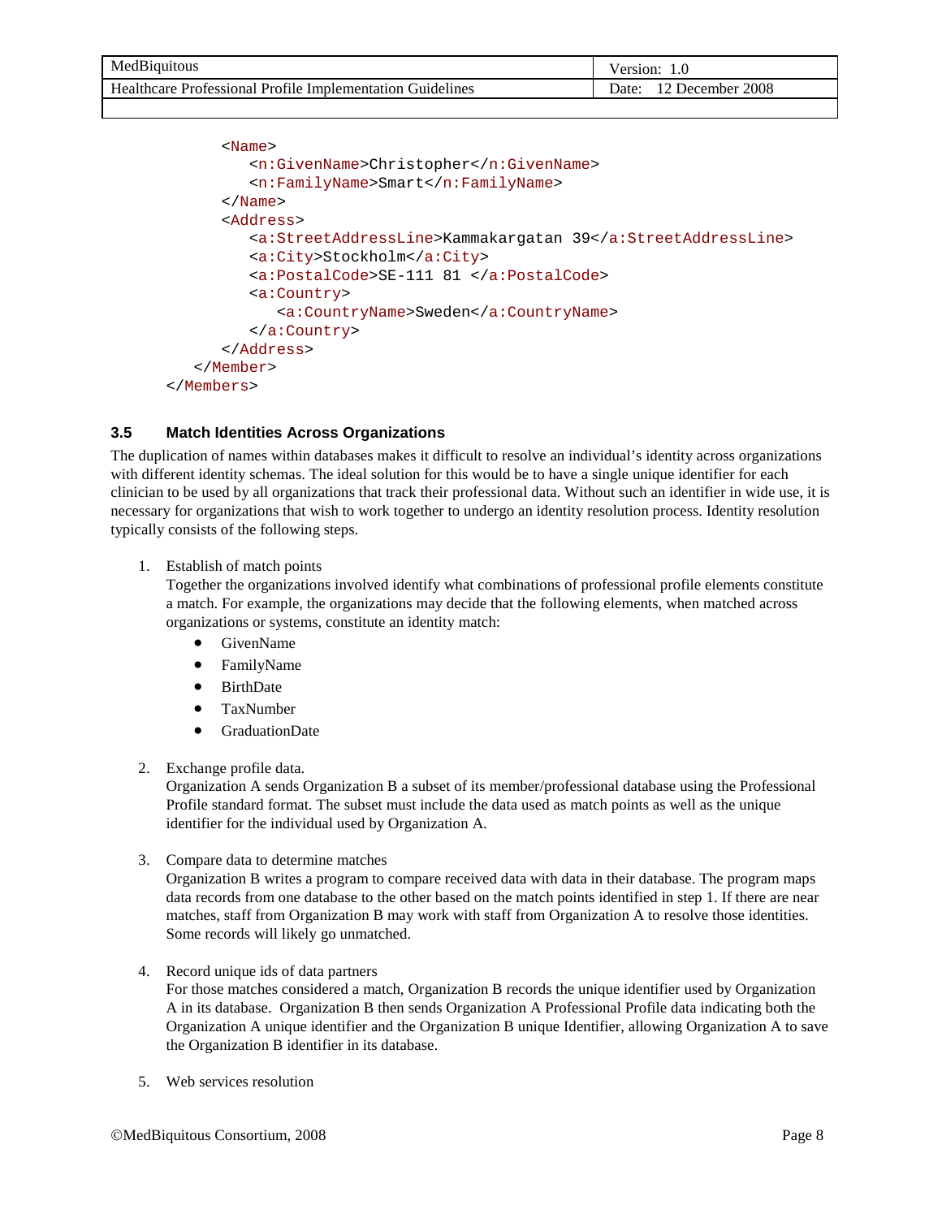```xml
        <Name>
            <n:GivenName>Christopher</n:GivenName>
            <n:FamilyName>Smart</n:FamilyName>
        </Name>
        <Address>
            <a:StreetAddressLine>Kammakargatan 39</a:StreetAddressLine>
            <a:City>Stockholm</a:City>
            <a:PostalCode>SE-111 81 </a:PostalCode>
            <a:Country>
                <a:CountryName>Sweden</a:CountryName>
            </a:Country>
        </Address>
    </Member>
</Members>
```

### 3.5 Match Identities Across Organizations

The duplication of names within databases makes it difficult to resolve an individual's identity across organizations with different identity schemas. The ideal solution for this would be to have a single unique identifier for each clinician to be used by all organizations that track their professional data. Without such an identifier in wide use, it is necessary for organizations that wish to work together to undergo an identity resolution process. Identity resolution typically consists of the following steps.

1. Establish of match points
   Together the organizations involved identify what combinations of professional profile elements constitute a match. For example, the organizations may decide that the following elements, when matched across organizations or systems, constitute an identity match:
   - GivenName
   - FamilyName
   - BirthDate
   - TaxNumber
   - GraduationDate

2. Exchange profile data.
   Organization A sends Organization B a subset of its member/professional database using the Professional Profile standard format. The subset must include the data used as match points as well as the unique identifier for the individual used by Organization A.

3. Compare data to determine matches
   Organization B writes a program to compare received data with data in their database. The program maps data records from one database to the other based on the match points identified in step 1. If there are near matches, staff from Organization B may work with staff from Organization A to resolve those identities. Some records will likely go unmatched.

4. Record unique ids of data partners
   For those matches considered a match, Organization B records the unique identifier used by Organization A in its database. Organization B then sends Organization A Professional Profile data indicating both the Organization A unique identifier and the Organization B unique Identifier, allowing Organization A to save the Organization B identifier in its database.

5. Web services resolution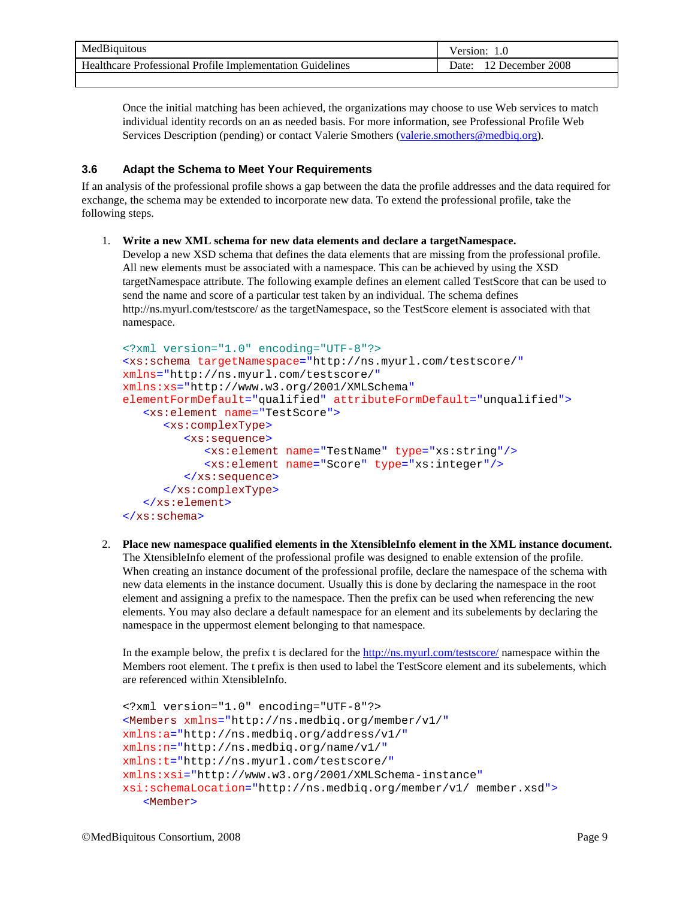Once the initial matching has been achieved, the organizations may choose to use Web services to match individual identity records on an as needed basis. For more information, see Professional Profile Web Services Description (pending) or contact Valerie Smothers (valerie.smothers@medbiq.org).

### 3.6 Adapt the Schema to Meet Your Requirements

If an analysis of the professional profile shows a gap between the data the profile addresses and the data required for exchange, the schema may be extended to incorporate new data. To extend the professional profile, take the following steps.

1. **Write a new XML schema for new data elements and declare a targetNamespace.**
   Develop a new XSD schema that defines the data elements that are missing from the professional profile. All new elements must be associated with a namespace. This can be achieved by using the XSD targetNamespace attribute. The following example defines an element called TestScore that can be used to send the name and score of a particular test taken by an individual. The schema defines http://ns.myurl.com/testscore/ as the targetNamespace, so the TestScore element is associated with that namespace.

```
<?xml version="1.0" encoding="UTF-8"?>
<xs:schema targetNamespace="http://ns.myurl.com/testscore/"
xmlns="http://ns.myurl.com/testscore/"
xmlns:xs="http://www.w3.org/2001/XMLSchema"
elementFormDefault="qualified" attributeFormDefault="unqualified">
   <xs:element name="TestScore">
      <xs:complexType>
         <xs:sequence>
            <xs:element name="TestName" type="xs:string"/>
            <xs:element name="Score" type="xs:integer"/>
         </xs:sequence>
      </xs:complexType>
   </xs:element>
</xs:schema>
```

2. **Place new namespace qualified elements in the XtensibleInfo element in the XML instance document.**
   The XtensibleInfo element of the professional profile was designed to enable extension of the profile. When creating an instance document of the professional profile, declare the namespace of the schema with new data elements in the instance document. Usually this is done by declaring the namespace in the root element and assigning a prefix to the namespace. Then the prefix can be used when referencing the new elements. You may also declare a default namespace for an element and its subelements by declaring the namespace in the uppermost element belonging to that namespace.

   In the example below, the prefix t is declared for the http://ns.myurl.com/testscore/ namespace within the Members root element. The t prefix is then used to label the TestScore element and its subelements, which are referenced within XtensibleInfo.

```
<?xml version="1.0" encoding="UTF-8"?>
<Members xmlns="http://ns.medbiq.org/member/v1/"
xmlns:a="http://ns.medbiq.org/address/v1/"
xmlns:n="http://ns.medbiq.org/name/v1/"
xmlns:t="http://ns.myurl.com/testscore/"
xmlns:xsi="http://www.w3.org/2001/XMLSchema-instance"
xsi:schemaLocation="http://ns.medbiq.org/member/v1/ member.xsd">
   <Member>
```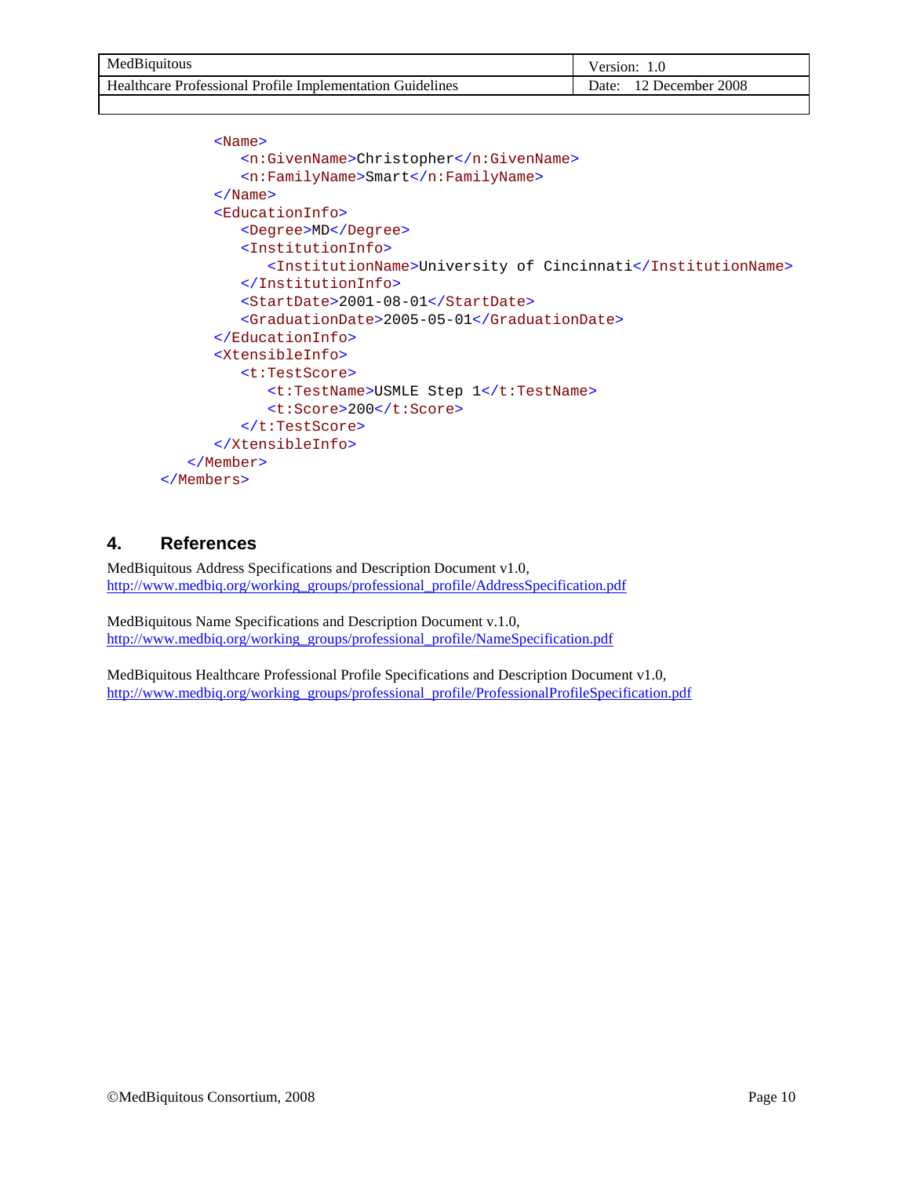```xml
            <Name>
               <n:GivenName>Christopher</n:GivenName>
               <n:FamilyName>Smart</n:FamilyName>
            </Name>
            <EducationInfo>
               <Degree>MD</Degree>
               <InstitutionInfo>
                  <InstitutionName>University of Cincinnati</InstitutionName>
               </InstitutionInfo>
               <StartDate>2001-08-01</StartDate>
               <GraduationDate>2005-05-01</GraduationDate>
            </EducationInfo>
            <XtensibleInfo>
               <t:TestScore>
                  <t:TestName>USMLE Step 1</t:TestName>
                  <t:Score>200</t:Score>
               </t:TestScore>
            </XtensibleInfo>
         </Member>
      </Members>
```

## 4. References

MedBiquitous Address Specifications and Description Document v1.0,
http://www.medbiq.org/working_groups/professional_profile/AddressSpecification.pdf

MedBiquitous Name Specifications and Description Document v.1.0,
http://www.medbiq.org/working_groups/professional_profile/NameSpecification.pdf

MedBiquitous Healthcare Professional Profile Specifications and Description Document v1.0,
http://www.medbiq.org/working_groups/professional_profile/ProfessionalProfileSpecification.pdf